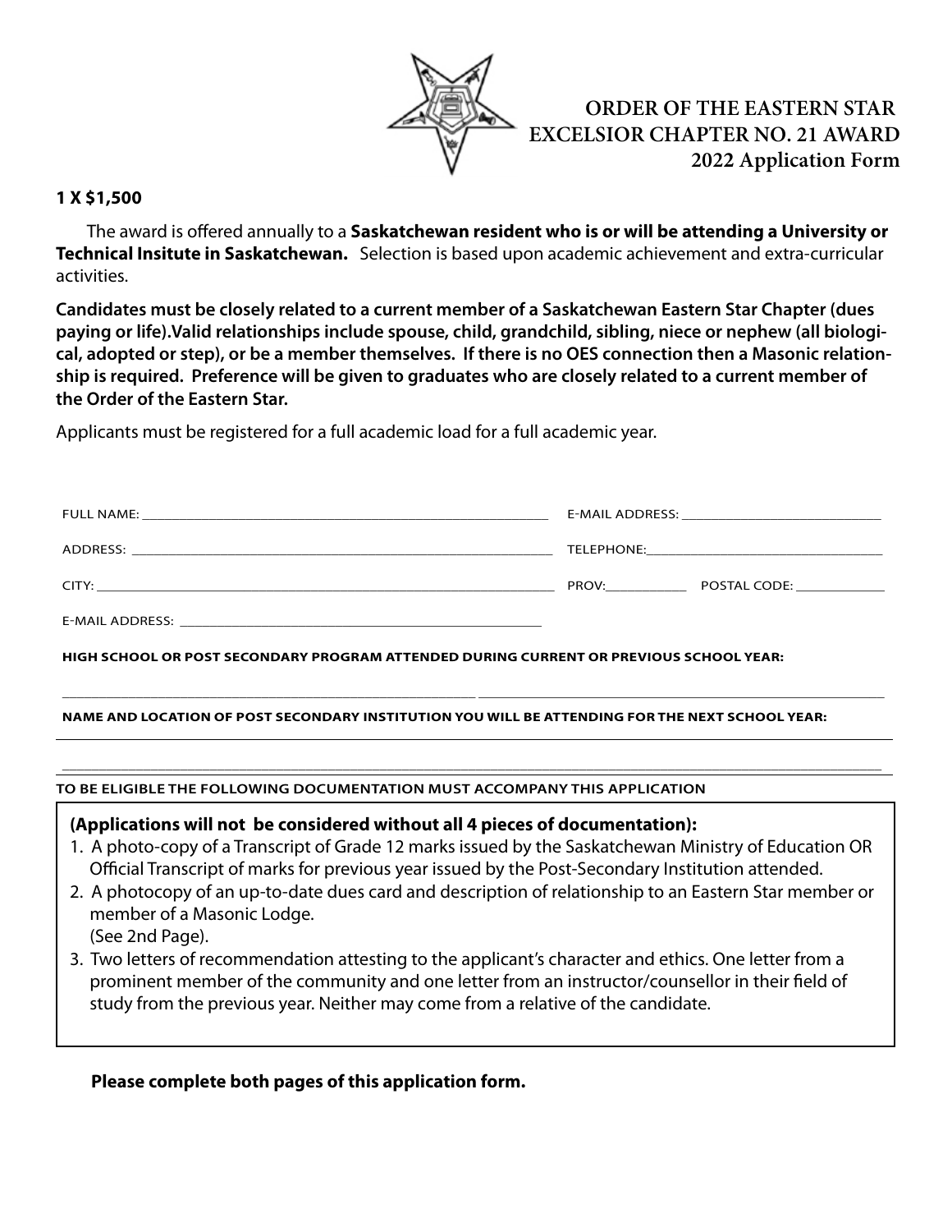# ORDER OF THE EASTERN STAR
## EXCELSIOR CHAPTER NO. 21 AWARD
## 2022 Application Form

**1 X $1,500**

The award is offered annually to a **Saskatchewan resident who is or will be attending a University or Technical Insitute in Saskatchewan.** Selection is based upon academic achievement and extra-curricular activities.

**Candidates must be closely related to a current member of a Saskatchewan Eastern Star Chapter (dues paying or life).Valid relationships include spouse, child, grandchild, sibling, niece or nephew (all biological, adopted or step), or be a member themselves. If there is no OES connection then a Masonic relationship is required. Preference will be given to graduates who are closely related to a current member of the Order of the Eastern Star.**

Applicants must be registered for a full academic load for a full academic year.

FULL NAME: ______________________________ E-MAIL ADDRESS: ______________________________

ADDRESS: ______________________________ TELEPHONE: ______________________________

CITY: ______________________________ PROV: __________ POSTAL CODE: __________

E-MAIL ADDRESS: ______________________________

**HIGH SCHOOL OR POST SECONDARY PROGRAM ATTENDED DURING CURRENT OR PREVIOUS SCHOOL YEAR:**

______________________________________________________________________

**NAME AND LOCATION OF POST SECONDARY INSTITUTION YOU WILL BE ATTENDING FOR THE NEXT SCHOOL YEAR:**

______________________________________________________________________

**TO BE ELIGIBLE THE FOLLOWING DOCUMENTATION MUST ACCOMPANY THIS APPLICATION**

**(Applications will not be considered without all 4 pieces of documentation):**

1. A photo-copy of a Transcript of Grade 12 marks issued by the Saskatchewan Ministry of Education OR Official Transcript of marks for previous year issued by the Post-Secondary Institution attended.
2. A photocopy of an up-to-date dues card and description of relationship to an Eastern Star member or member of a Masonic Lodge.  
   (See 2nd Page).
3. Two letters of recommendation attesting to the applicant's character and ethics. One letter from a prominent member of the community and one letter from an instructor/counsellor in their field of study from the previous year. Neither may come from a relative of the candidate.

**Please complete both pages of this application form.**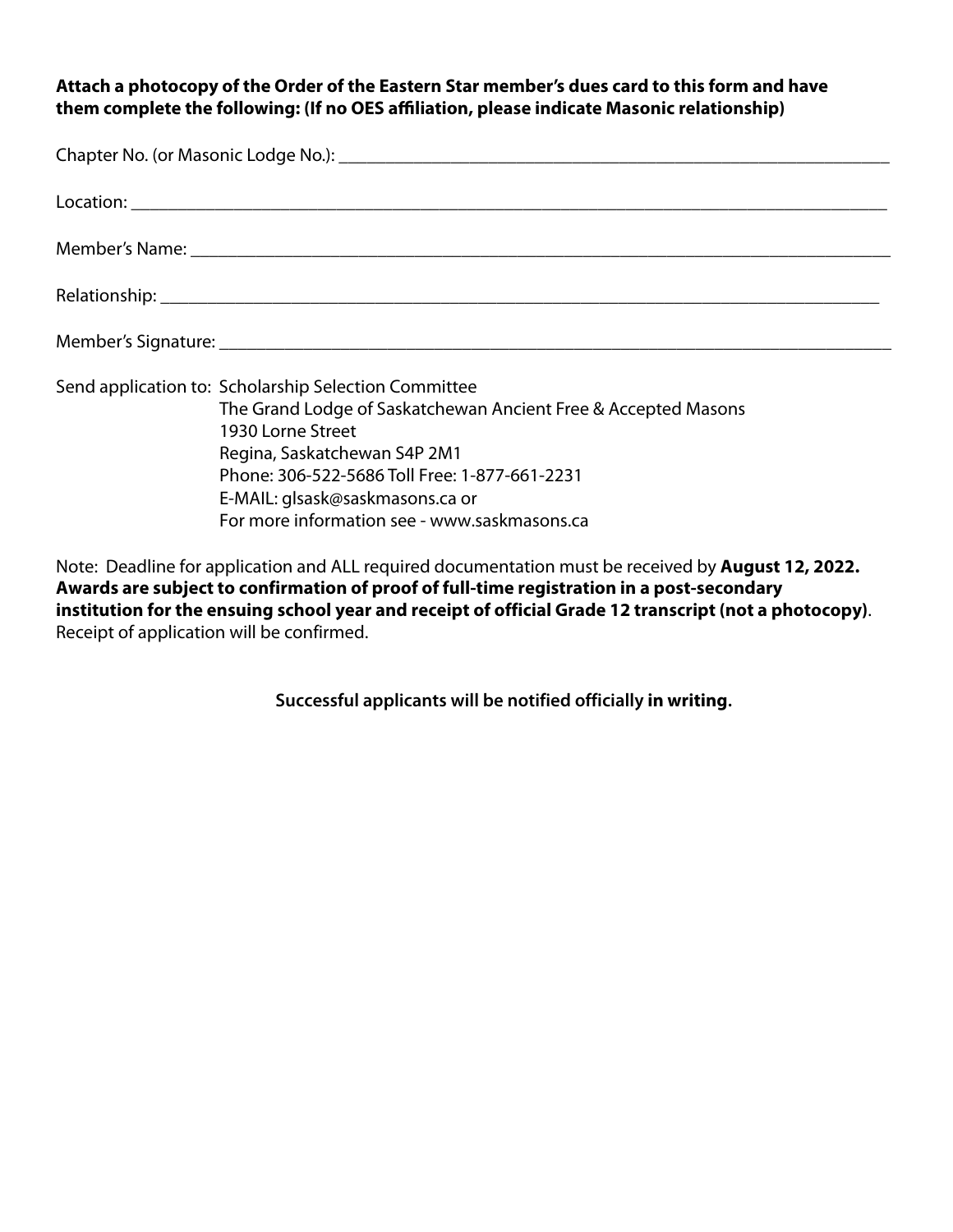**Attach a photocopy of the Order of the Eastern Star member's dues card to this form and have them complete the following: (If no OES affiliation, please indicate Masonic relationship)**

Chapter No. (or Masonic Lodge No.): ___________________________________________________________

Location: ___________________________________________________________________________________

Member's Name: ______________________________________________________________________________

Relationship: _______________________________________________________________________________

Member's Signature: _________________________________________________________________________

Send application to: Scholarship Selection Committee
The Grand Lodge of Saskatchewan Ancient Free & Accepted Masons
1930 Lorne Street
Regina, Saskatchewan S4P 2M1
Phone: 306-522-5686 Toll Free: 1-877-661-2231
E-MAIL: glsask@saskmasons.ca or
For more information see - www.saskmasons.ca

Note: Deadline for application and ALL required documentation must be received by **August 12, 2022. Awards are subject to confirmation of proof of full-time registration in a post-secondary institution for the ensuing school year and receipt of official Grade 12 transcript (not a photocopy)**. Receipt of application will be confirmed.

**Successful applicants will be notified officially in writing.**